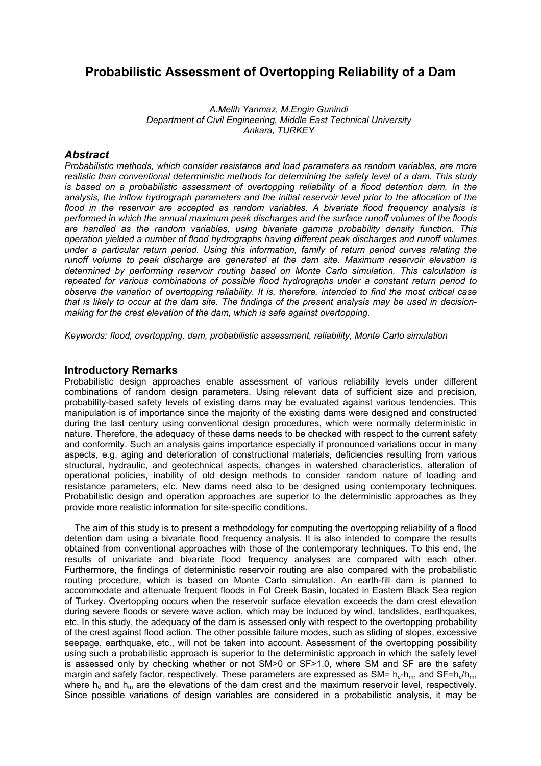# Probabilistic Assessment of Overtopping Reliability of a Dam

*A.Melih Yanmaz, M.Engin Gunindi*
*Department of Civil Engineering, Middle East Technical University*
*Ankara, TURKEY*

## *Abstract*

*Probabilistic methods, which consider resistance and load parameters as random variables, are more realistic than conventional deterministic methods for determining the safety level of a dam. This study is based on a probabilistic assessment of overtopping reliability of a flood detention dam. In the analysis, the inflow hydrograph parameters and the initial reservoir level prior to the allocation of the flood in the reservoir are accepted as random variables. A bivariate flood frequency analysis is performed in which the annual maximum peak discharges and the surface runoff volumes of the floods are handled as the random variables, using bivariate gamma probability density function. This operation yielded a number of flood hydrographs having different peak discharges and runoff volumes under a particular return period. Using this information, family of return period curves relating the runoff volume to peak discharge are generated at the dam site. Maximum reservoir elevation is determined by performing reservoir routing based on Monte Carlo simulation. This calculation is repeated for various combinations of possible flood hydrographs under a constant return period to observe the variation of overtopping reliability. It is, therefore, intended to find the most critical case that is likely to occur at the dam site. The findings of the present analysis may be used in decision-making for the crest elevation of the dam, which is safe against overtopping.*

*Keywords: flood, overtopping, dam, probabilistic assessment, reliability, Monte Carlo simulation*

## Introductory Remarks

Probabilistic design approaches enable assessment of various reliability levels under different combinations of random design parameters. Using relevant data of sufficient size and precision, probability-based safety levels of existing dams may be evaluated against various tendencies. This manipulation is of importance since the majority of the existing dams were designed and constructed during the last century using conventional design procedures, which were normally deterministic in nature. Therefore, the adequacy of these dams needs to be checked with respect to the current safety and conformity. Such an analysis gains importance especially if pronounced variations occur in many aspects, e.g. aging and deterioration of constructional materials, deficiencies resulting from various structural, hydraulic, and geotechnical aspects, changes in watershed characteristics, alteration of operational policies, inability of old design methods to consider random nature of loading and resistance parameters, etc. New dams need also to be designed using contemporary techniques. Probabilistic design and operation approaches are superior to the deterministic approaches as they provide more realistic information for site-specific conditions.

The aim of this study is to present a methodology for computing the overtopping reliability of a flood detention dam using a bivariate flood frequency analysis. It is also intended to compare the results obtained from conventional approaches with those of the contemporary techniques. To this end, the results of univariate and bivariate flood frequency analyses are compared with each other. Furthermore, the findings of deterministic reservoir routing are also compared with the probabilistic routing procedure, which is based on Monte Carlo simulation. An earth-fill dam is planned to accommodate and attenuate frequent floods in Fol Creek Basin, located in Eastern Black Sea region of Turkey. Overtopping occurs when the reservoir surface elevation exceeds the dam crest elevation during severe floods or severe wave action, which may be induced by wind, landslides, earthquakes, etc. In this study, the adequacy of the dam is assessed only with respect to the overtopping probability of the crest against flood action. The other possible failure modes, such as sliding of slopes, excessive seepage, earthquake, etc., will not be taken into account. Assessment of the overtopping possibility using such a probabilistic approach is superior to the deterministic approach in which the safety level is assessed only by checking whether or not SM>0 or SF>1.0, where SM and SF are the safety margin and safety factor, respectively. These parameters are expressed as SM= $h_c$-$h_m$, and SF=$h_c$/$h_m$, where $h_c$ and $h_m$ are the elevations of the dam crest and the maximum reservoir level, respectively. Since possible variations of design variables are considered in a probabilistic analysis, it may be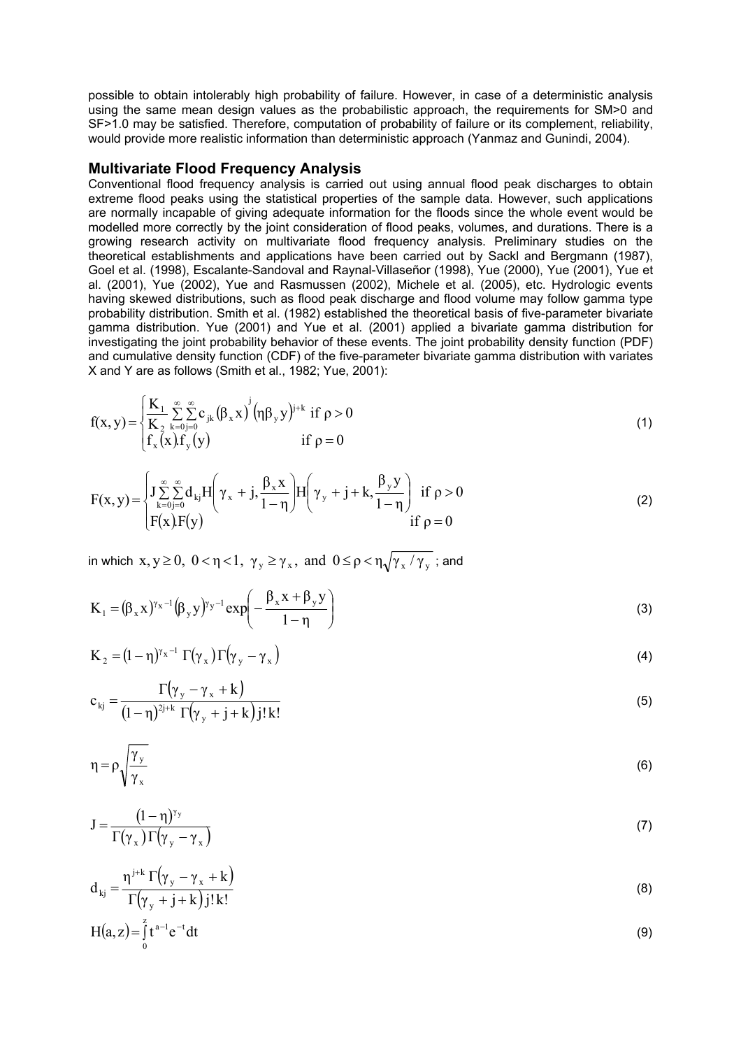possible to obtain intolerably high probability of failure. However, in case of a deterministic analysis using the same mean design values as the probabilistic approach, the requirements for SM>0 and SF>1.0 may be satisfied. Therefore, computation of probability of failure or its complement, reliability, would provide more realistic information than deterministic approach (Yanmaz and Gunindi, 2004).

## Multivariate Flood Frequency Analysis

Conventional flood frequency analysis is carried out using annual flood peak discharges to obtain extreme flood peaks using the statistical properties of the sample data. However, such applications are normally incapable of giving adequate information for the floods since the whole event would be modelled more correctly by the joint consideration of flood peaks, volumes, and durations. There is a growing research activity on multivariate flood frequency analysis. Preliminary studies on the theoretical establishments and applications have been carried out by Sackl and Bergmann (1987), Goel et al. (1998), Escalante-Sandoval and Raynal-Villaseñor (1998), Yue (2000), Yue (2001), Yue et al. (2001), Yue (2002), Yue and Rasmussen (2002), Michele et al. (2005), etc. Hydrologic events having skewed distributions, such as flood peak discharge and flood volume may follow gamma type probability distribution. Smith et al. (1982) established the theoretical basis of five-parameter bivariate gamma distribution. Yue (2001) and Yue et al. (2001) applied a bivariate gamma distribution for investigating the joint probability behavior of these events. The joint probability density function (PDF) and cumulative density function (CDF) of the five-parameter bivariate gamma distribution with variates X and Y are as follows (Smith et al., 1982; Yue, 2001):

$$f(x,y)=\begin{cases}\dfrac{K_1}{K_2}\sum\limits_{k=0}^{\infty}\sum\limits_{j=0}^{\infty}c_{jk}\left(\beta_x x\right)^j\left(\eta\beta_y y\right)^{j+k} & \text{if } \rho>0\\ f_x(x).f_y(y) & \text{if } \rho=0\end{cases} \tag{1}$$

$$F(x,y)=\begin{cases}J\sum\limits_{k=0}^{\infty}\sum\limits_{j=0}^{\infty}d_{kj}H\left(\gamma_x+j,\dfrac{\beta_x x}{1-\eta}\right)H\left(\gamma_y+j+k,\dfrac{\beta_y y}{1-\eta}\right) & \text{if } \rho>0\\ F(x).F(y) & \text{if } \rho=0\end{cases} \tag{2}$$

in which $x, y \geq 0,\ 0<\eta<1,\ \gamma_y \geq \gamma_x,\ \text{and}\ 0 \leq \rho < \eta\sqrt{\gamma_x/\gamma_y}$ ; and

$$K_1=\left(\beta_x x\right)^{\gamma_x-1}\left(\beta_y y\right)^{\gamma_y-1}\exp\left(-\frac{\beta_x x+\beta_y y}{1-\eta}\right) \tag{3}$$

$$K_2=\left(1-\eta\right)^{\gamma_x-1}\Gamma\left(\gamma_x\right)\Gamma\left(\gamma_y-\gamma_x\right) \tag{4}$$

$$c_{kj}=\frac{\Gamma\left(\gamma_y-\gamma_x+k\right)}{\left(1-\eta\right)^{2j+k}\Gamma\left(\gamma_y+j+k\right)j!k!} \tag{5}$$

$$\eta=\rho\sqrt{\frac{\gamma_y}{\gamma_x}} \tag{6}$$

$$J=\frac{\left(1-\eta\right)^{\gamma_y}}{\Gamma\left(\gamma_x\right)\Gamma\left(\gamma_y-\gamma_x\right)} \tag{7}$$

$$d_{kj}=\frac{\eta^{j+k}\Gamma\left(\gamma_y-\gamma_x+k\right)}{\Gamma\left(\gamma_y+j+k\right)j!k!} \tag{8}$$

$$H(a,z)=\int_0^z t^{a-1}e^{-t}dt \tag{9}$$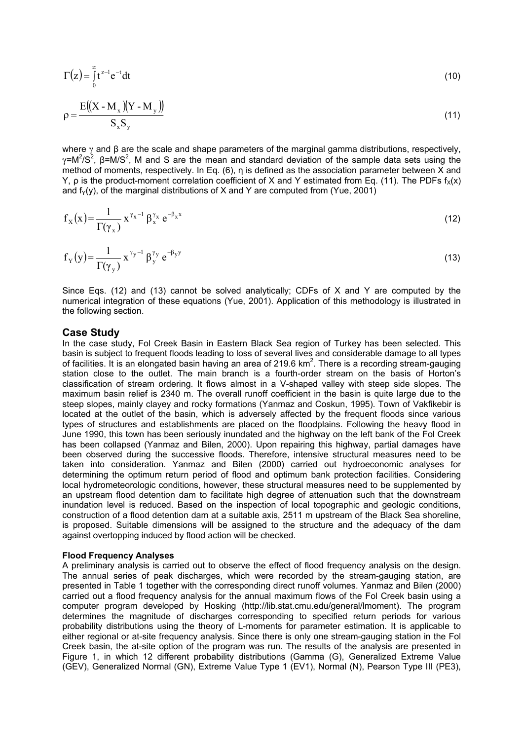$$\Gamma(z) = \int_0^{\infty} t^{z-1} e^{-t} dt \tag{10}$$

$$\rho = \frac{E\big((X - M_x)(Y - M_y)\big)}{S_x S_y} \tag{11}$$

where $\gamma$ and $\beta$ are the scale and shape parameters of the marginal gamma distributions, respectively, $\gamma = M^2/S^2$, $\beta = M/S^2$, M and S are the mean and standard deviation of the sample data sets using the method of moments, respectively. In Eq. (6), η is defined as the association parameter between X and Y, ρ is the product-moment correlation coefficient of X and Y estimated from Eq. (11). The PDFs $f_X(x)$ and $f_Y(y)$, of the marginal distributions of X and Y are computed from (Yue, 2001)

$$f_X(x) = \frac{1}{\Gamma(\gamma_x)} x^{\gamma_x - 1} \beta_x^{\gamma_x} e^{-\beta_x x} \tag{12}$$

$$f_Y(y) = \frac{1}{\Gamma(\gamma_y)} x^{\gamma_y - 1} \beta_y^{\gamma_y} e^{-\beta_y y} \tag{13}$$

Since Eqs. (12) and (13) cannot be solved analytically; CDFs of X and Y are computed by the numerical integration of these equations (Yue, 2001). Application of this methodology is illustrated in the following section.

## Case Study

In the case study, Fol Creek Basin in Eastern Black Sea region of Turkey has been selected. This basin is subject to frequent floods leading to loss of several lives and considerable damage to all types of facilities. It is an elongated basin having an area of 219.6 km$^2$. There is a recording stream-gauging station close to the outlet. The main branch is a fourth-order stream on the basis of Horton's classification of stream ordering. It flows almost in a V-shaped valley with steep side slopes. The maximum basin relief is 2340 m. The overall runoff coefficient in the basin is quite large due to the steep slopes, mainly clayey and rocky formations (Yanmaz and Coskun, 1995). Town of Vakfikebir is located at the outlet of the basin, which is adversely affected by the frequent floods since various types of structures and establishments are placed on the floodplains. Following the heavy flood in June 1990, this town has been seriously inundated and the highway on the left bank of the Fol Creek has been collapsed (Yanmaz and Bilen, 2000). Upon repairing this highway, partial damages have been observed during the successive floods. Therefore, intensive structural measures need to be taken into consideration. Yanmaz and Bilen (2000) carried out hydroeconomic analyses for determining the optimum return period of flood and optimum bank protection facilities. Considering local hydrometeorologic conditions, however, these structural measures need to be supplemented by an upstream flood detention dam to facilitate high degree of attenuation such that the downstream inundation level is reduced. Based on the inspection of local topographic and geologic conditions, construction of a flood detention dam at a suitable axis, 2511 m upstream of the Black Sea shoreline, is proposed. Suitable dimensions will be assigned to the structure and the adequacy of the dam against overtopping induced by flood action will be checked.

### Flood Frequency Analyses

A preliminary analysis is carried out to observe the effect of flood frequency analysis on the design. The annual series of peak discharges, which were recorded by the stream-gauging station, are presented in Table 1 together with the corresponding direct runoff volumes. Yanmaz and Bilen (2000) carried out a flood frequency analysis for the annual maximum flows of the Fol Creek basin using a computer program developed by Hosking (http://lib.stat.cmu.edu/general/lmoment). The program determines the magnitude of discharges corresponding to specified return periods for various probability distributions using the theory of L-moments for parameter estimation. It is applicable to either regional or at-site frequency analysis. Since there is only one stream-gauging station in the Fol Creek basin, the at-site option of the program was run. The results of the analysis are presented in Figure 1, in which 12 different probability distributions (Gamma (G), Generalized Extreme Value (GEV), Generalized Normal (GN), Extreme Value Type 1 (EV1), Normal (N), Pearson Type III (PE3),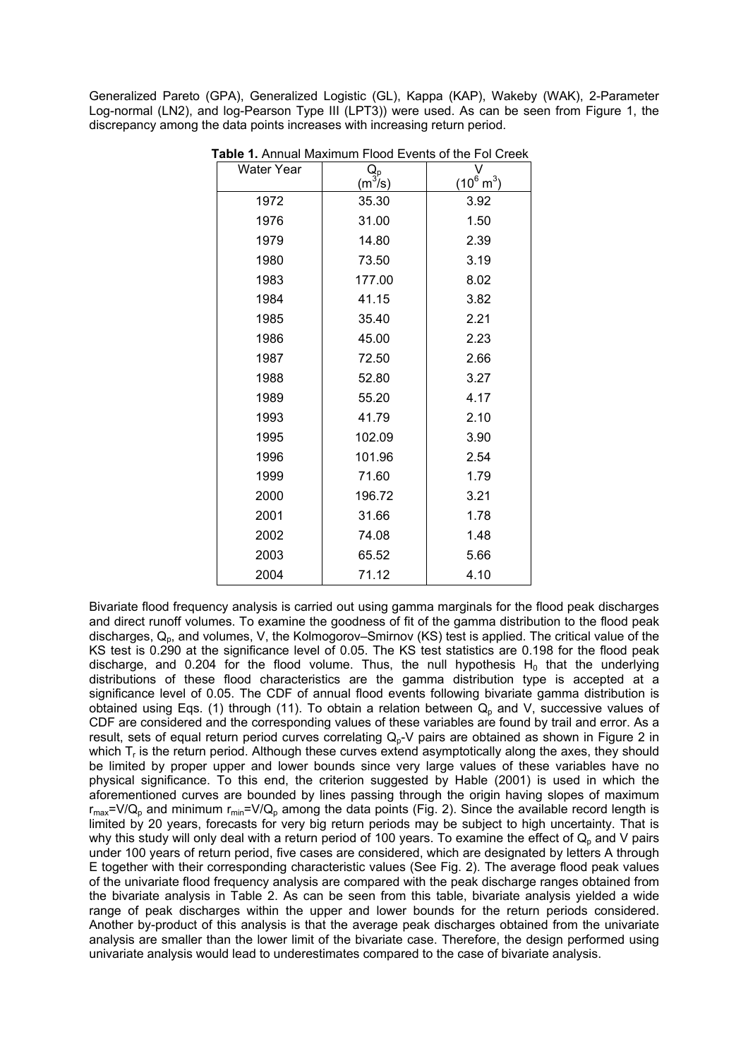Generalized Pareto (GPA), Generalized Logistic (GL), Kappa (KAP), Wakeby (WAK), 2-Parameter Log-normal (LN2), and log-Pearson Type III (LPT3)) were used. As can be seen from Figure 1, the discrepancy among the data points increases with increasing return period.

**Table 1.** Annual Maximum Flood Events of the Fol Creek

| Water Year | $Q_p$ ($m^3/s$) | V ($10^6$ $m^3$) |
|---|---|---|
| 1972 | 35.30 | 3.92 |
| 1976 | 31.00 | 1.50 |
| 1979 | 14.80 | 2.39 |
| 1980 | 73.50 | 3.19 |
| 1983 | 177.00 | 8.02 |
| 1984 | 41.15 | 3.82 |
| 1985 | 35.40 | 2.21 |
| 1986 | 45.00 | 2.23 |
| 1987 | 72.50 | 2.66 |
| 1988 | 52.80 | 3.27 |
| 1989 | 55.20 | 4.17 |
| 1993 | 41.79 | 2.10 |
| 1995 | 102.09 | 3.90 |
| 1996 | 101.96 | 2.54 |
| 1999 | 71.60 | 1.79 |
| 2000 | 196.72 | 3.21 |
| 2001 | 31.66 | 1.78 |
| 2002 | 74.08 | 1.48 |
| 2003 | 65.52 | 5.66 |
| 2004 | 71.12 | 4.10 |

Bivariate flood frequency analysis is carried out using gamma marginals for the flood peak discharges and direct runoff volumes. To examine the goodness of fit of the gamma distribution to the flood peak discharges, $Q_p$, and volumes, V, the Kolmogorov–Smirnov (KS) test is applied. The critical value of the KS test is 0.290 at the significance level of 0.05. The KS test statistics are 0.198 for the flood peak discharge, and 0.204 for the flood volume. Thus, the null hypothesis $H_0$ that the underlying distributions of these flood characteristics are the gamma distribution type is accepted at a significance level of 0.05. The CDF of annual flood events following bivariate gamma distribution is obtained using Eqs. (1) through (11). To obtain a relation between $Q_p$ and V, successive values of CDF are considered and the corresponding values of these variables are found by trail and error. As a result, sets of equal return period curves correlating $Q_p$-V pairs are obtained as shown in Figure 2 in which $T_r$ is the return period. Although these curves extend asymptotically along the axes, they should be limited by proper upper and lower bounds since very large values of these variables have no physical significance. To this end, the criterion suggested by Hable (2001) is used in which the aforementioned curves are bounded by lines passing through the origin having slopes of maximum $r_{max}=V/Q_p$ and minimum $r_{min}=V/Q_p$ among the data points (Fig. 2). Since the available record length is limited by 20 years, forecasts for very big return periods may be subject to high uncertainty. That is why this study will only deal with a return period of 100 years. To examine the effect of $Q_p$ and V pairs under 100 years of return period, five cases are considered, which are designated by letters A through E together with their corresponding characteristic values (See Fig. 2). The average flood peak values of the univariate flood frequency analysis are compared with the peak discharge ranges obtained from the bivariate analysis in Table 2. As can be seen from this table, bivariate analysis yielded a wide range of peak discharges within the upper and lower bounds for the return periods considered. Another by-product of this analysis is that the average peak discharges obtained from the univariate analysis are smaller than the lower limit of the bivariate case. Therefore, the design performed using univariate analysis would lead to underestimates compared to the case of bivariate analysis.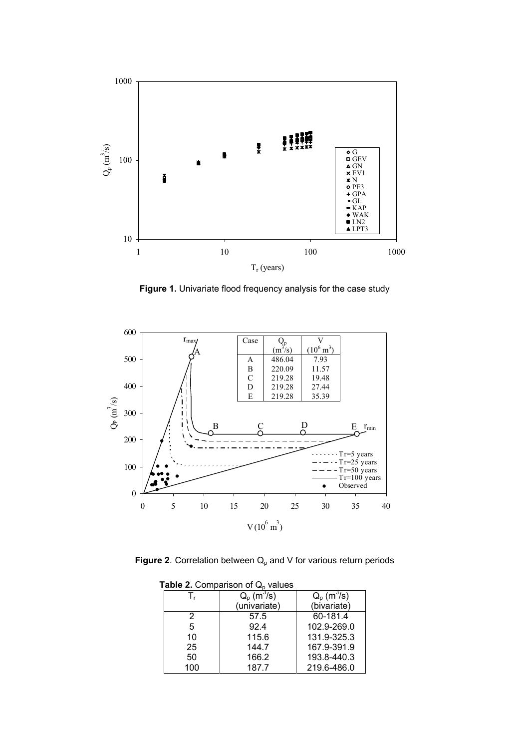**Figure 1.** Univariate flood frequency analysis for the case study

**Figure 2**. Correlation between $Q_p$ and V for various return periods

**Table 2.** Comparison of $Q_p$ values

| $T_r$ | $Q_p$ ($m^3/s$) (univariate) | $Q_p$ ($m^3/s$) (bivariate) |
|---|---|---|
| 2 | 57.5 | 60-181.4 |
| 5 | 92.4 | 102.9-269.0 |
| 10 | 115.6 | 131.9-325.3 |
| 25 | 144.7 | 167.9-391.9 |
| 50 | 166.2 | 193.8-440.3 |
| 100 | 187.7 | 219.6-486.0 |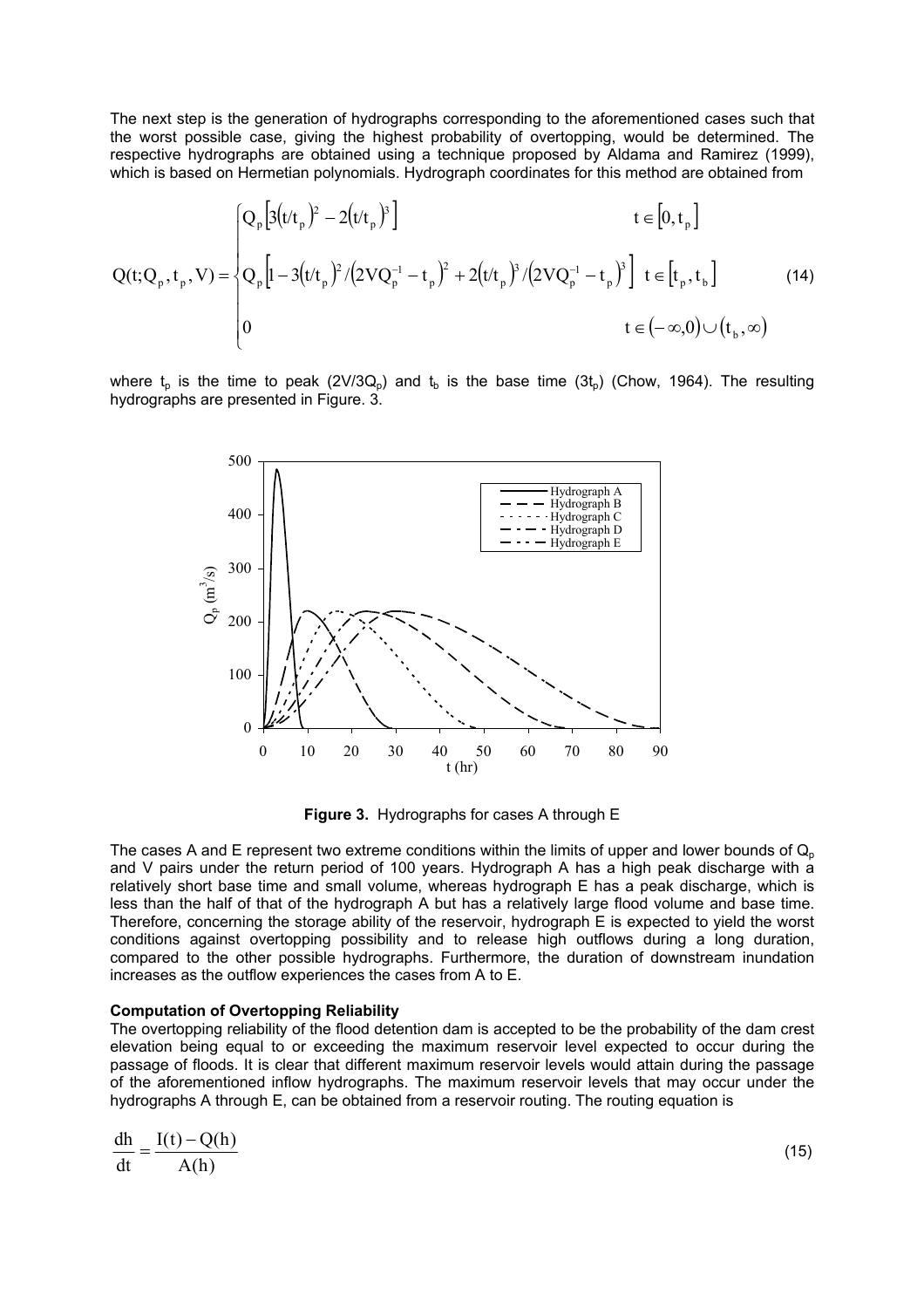The next step is the generation of hydrographs corresponding to the aforementioned cases such that the worst possible case, giving the highest probability of overtopping, would be determined. The respective hydrographs are obtained using a technique proposed by Aldama and Ramirez (1999), which is based on Hermetian polynomials. Hydrograph coordinates for this method are obtained from

$$
Q(t;Q_p,t_p,V)=\begin{cases}
Q_p\left[3\left(t/t_p\right)^2-2\left(t/t_p\right)^3\right] & t\in\left[0,t_p\right]\\
Q_p\left[1-3\left(t/t_p\right)^2/\left(2VQ_p^{-1}-t_p\right)^2+2\left(t/t_p\right)^3/\left(2VQ_p^{-1}-t_p\right)^3\right] & t\in\left[t_p,t_b\right]\\
0 & t\in\left(-\infty,0\right)\cup\left(t_b,\infty\right)
\end{cases}
\tag{14}
$$

where $t_p$ is the time to peak ($2V/3Q_p$) and $t_b$ is the base time ($3t_p$) (Chow, 1964). The resulting hydrographs are presented in Figure. 3.

**Figure 3.** Hydrographs for cases A through E

The cases A and E represent two extreme conditions within the limits of upper and lower bounds of $Q_p$ and V pairs under the return period of 100 years. Hydrograph A has a high peak discharge with a relatively short base time and small volume, whereas hydrograph E has a peak discharge, which is less than the half of that of the hydrograph A but has a relatively large flood volume and base time. Therefore, concerning the storage ability of the reservoir, hydrograph E is expected to yield the worst conditions against overtopping possibility and to release high outflows during a long duration, compared to the other possible hydrographs. Furthermore, the duration of downstream inundation increases as the outflow experiences the cases from A to E.

**Computation of Overtopping Reliability**

The overtopping reliability of the flood detention dam is accepted to be the probability of the dam crest elevation being equal to or exceeding the maximum reservoir level expected to occur during the passage of floods. It is clear that different maximum reservoir levels would attain during the passage of the aforementioned inflow hydrographs. The maximum reservoir levels that may occur under the hydrographs A through E, can be obtained from a reservoir routing. The routing equation is

$$
\frac{dh}{dt}=\frac{I(t)-Q(h)}{A(h)}
\tag{15}
$$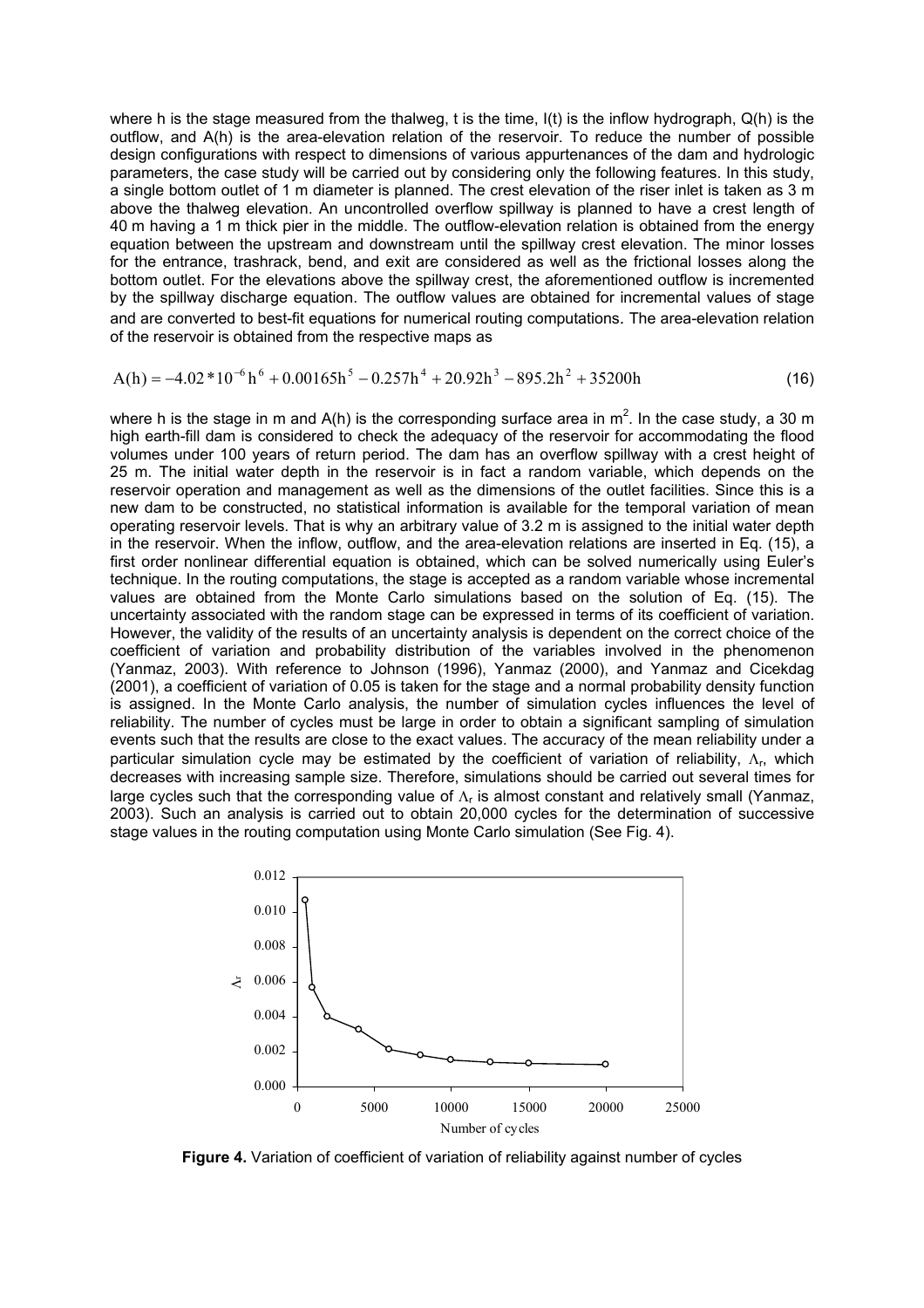where h is the stage measured from the thalweg, t is the time, I(t) is the inflow hydrograph, Q(h) is the outflow, and A(h) is the area-elevation relation of the reservoir. To reduce the number of possible design configurations with respect to dimensions of various appurtenances of the dam and hydrologic parameters, the case study will be carried out by considering only the following features. In this study, a single bottom outlet of 1 m diameter is planned. The crest elevation of the riser inlet is taken as 3 m above the thalweg elevation. An uncontrolled overflow spillway is planned to have a crest length of 40 m having a 1 m thick pier in the middle. The outflow-elevation relation is obtained from the energy equation between the upstream and downstream until the spillway crest elevation. The minor losses for the entrance, trashrack, bend, and exit are considered as well as the frictional losses along the bottom outlet. For the elevations above the spillway crest, the aforementioned outflow is incremented by the spillway discharge equation. The outflow values are obtained for incremental values of stage and are converted to best-fit equations for numerical routing computations. The area-elevation relation of the reservoir is obtained from the respective maps as

$$A(h) = -4.02 * 10^{-6} h^6 + 0.00165h^5 - 0.257h^4 + 20.92h^3 - 895.2h^2 + 35200h \tag{16}$$

where h is the stage in m and A(h) is the corresponding surface area in m$^2$. In the case study, a 30 m high earth-fill dam is considered to check the adequacy of the reservoir for accommodating the flood volumes under 100 years of return period. The dam has an overflow spillway with a crest height of 25 m. The initial water depth in the reservoir is in fact a random variable, which depends on the reservoir operation and management as well as the dimensions of the outlet facilities. Since this is a new dam to be constructed, no statistical information is available for the temporal variation of mean operating reservoir levels. That is why an arbitrary value of 3.2 m is assigned to the initial water depth in the reservoir. When the inflow, outflow, and the area-elevation relations are inserted in Eq. (15), a first order nonlinear differential equation is obtained, which can be solved numerically using Euler's technique. In the routing computations, the stage is accepted as a random variable whose incremental values are obtained from the Monte Carlo simulations based on the solution of Eq. (15). The uncertainty associated with the random stage can be expressed in terms of its coefficient of variation. However, the validity of the results of an uncertainty analysis is dependent on the correct choice of the coefficient of variation and probability distribution of the variables involved in the phenomenon (Yanmaz, 2003). With reference to Johnson (1996), Yanmaz (2000), and Yanmaz and Cicekdag (2001), a coefficient of variation of 0.05 is taken for the stage and a normal probability density function is assigned. In the Monte Carlo analysis, the number of simulation cycles influences the level of reliability. The number of cycles must be large in order to obtain a significant sampling of simulation events such that the results are close to the exact values. The accuracy of the mean reliability under a particular simulation cycle may be estimated by the coefficient of variation of reliability, $\Lambda_r$, which decreases with increasing sample size. Therefore, simulations should be carried out several times for large cycles such that the corresponding value of $\Lambda_r$ is almost constant and relatively small (Yanmaz, 2003). Such an analysis is carried out to obtain 20,000 cycles for the determination of successive stage values in the routing computation using Monte Carlo simulation (See Fig. 4).

**Figure 4.** Variation of coefficient of variation of reliability against number of cycles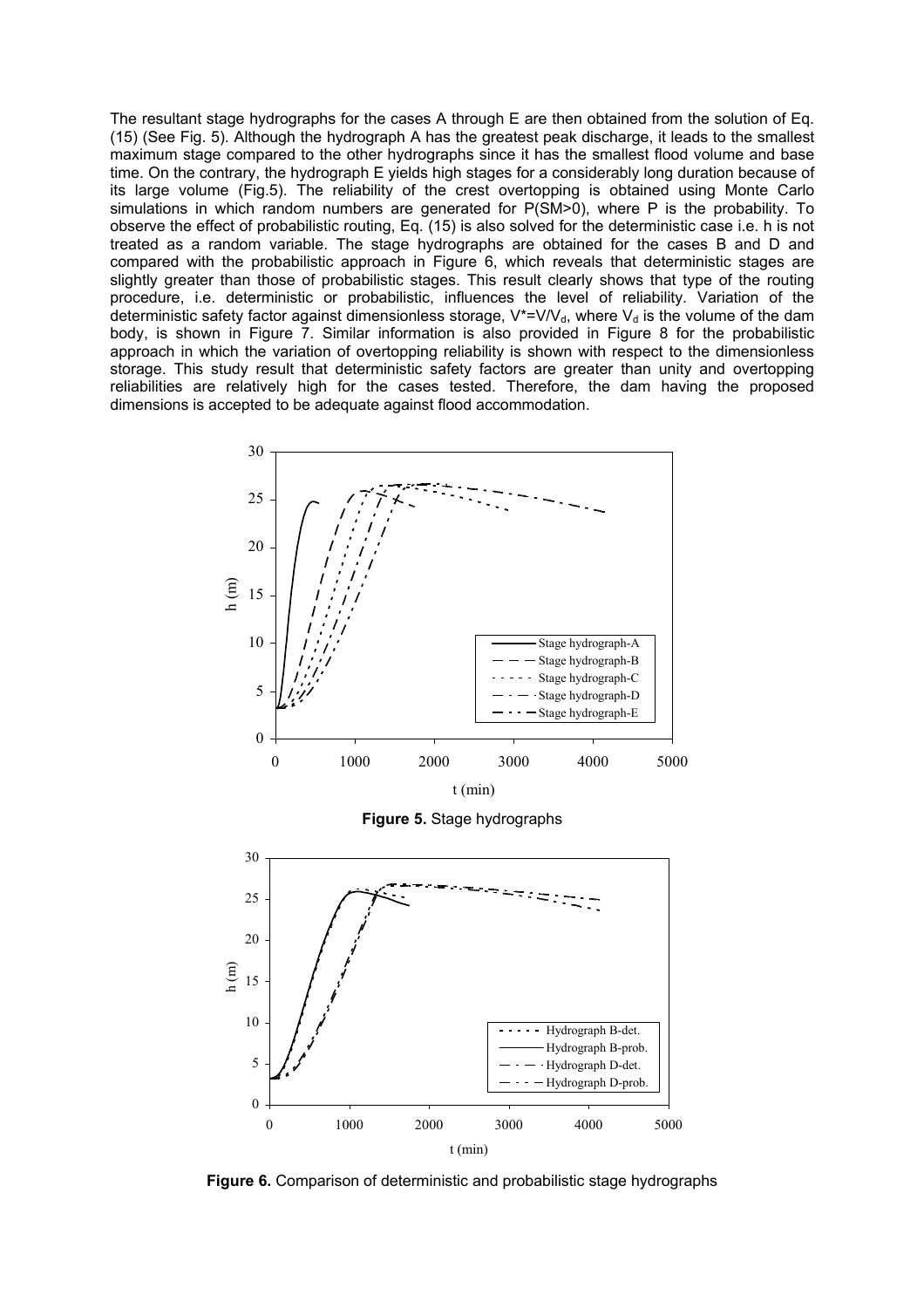The resultant stage hydrographs for the cases A through E are then obtained from the solution of Eq. (15) (See Fig. 5). Although the hydrograph A has the greatest peak discharge, it leads to the smallest maximum stage compared to the other hydrographs since it has the smallest flood volume and base time. On the contrary, the hydrograph E yields high stages for a considerably long duration because of its large volume (Fig.5). The reliability of the crest overtopping is obtained using Monte Carlo simulations in which random numbers are generated for P(SM>0), where P is the probability. To observe the effect of probabilistic routing, Eq. (15) is also solved for the deterministic case i.e. h is not treated as a random variable. The stage hydrographs are obtained for the cases B and D and compared with the probabilistic approach in Figure 6, which reveals that deterministic stages are slightly greater than those of probabilistic stages. This result clearly shows that type of the routing procedure, i.e. deterministic or probabilistic, influences the level of reliability. Variation of the deterministic safety factor against dimensionless storage, $V^*=V/V_d$, where $V_d$ is the volume of the dam body, is shown in Figure 7. Similar information is also provided in Figure 8 for the probabilistic approach in which the variation of overtopping reliability is shown with respect to the dimensionless storage. This study result that deterministic safety factors are greater than unity and overtopping reliabilities are relatively high for the cases tested. Therefore, the dam having the proposed dimensions is accepted to be adequate against flood accommodation.

**Figure 5.** Stage hydrographs

**Figure 6.** Comparison of deterministic and probabilistic stage hydrographs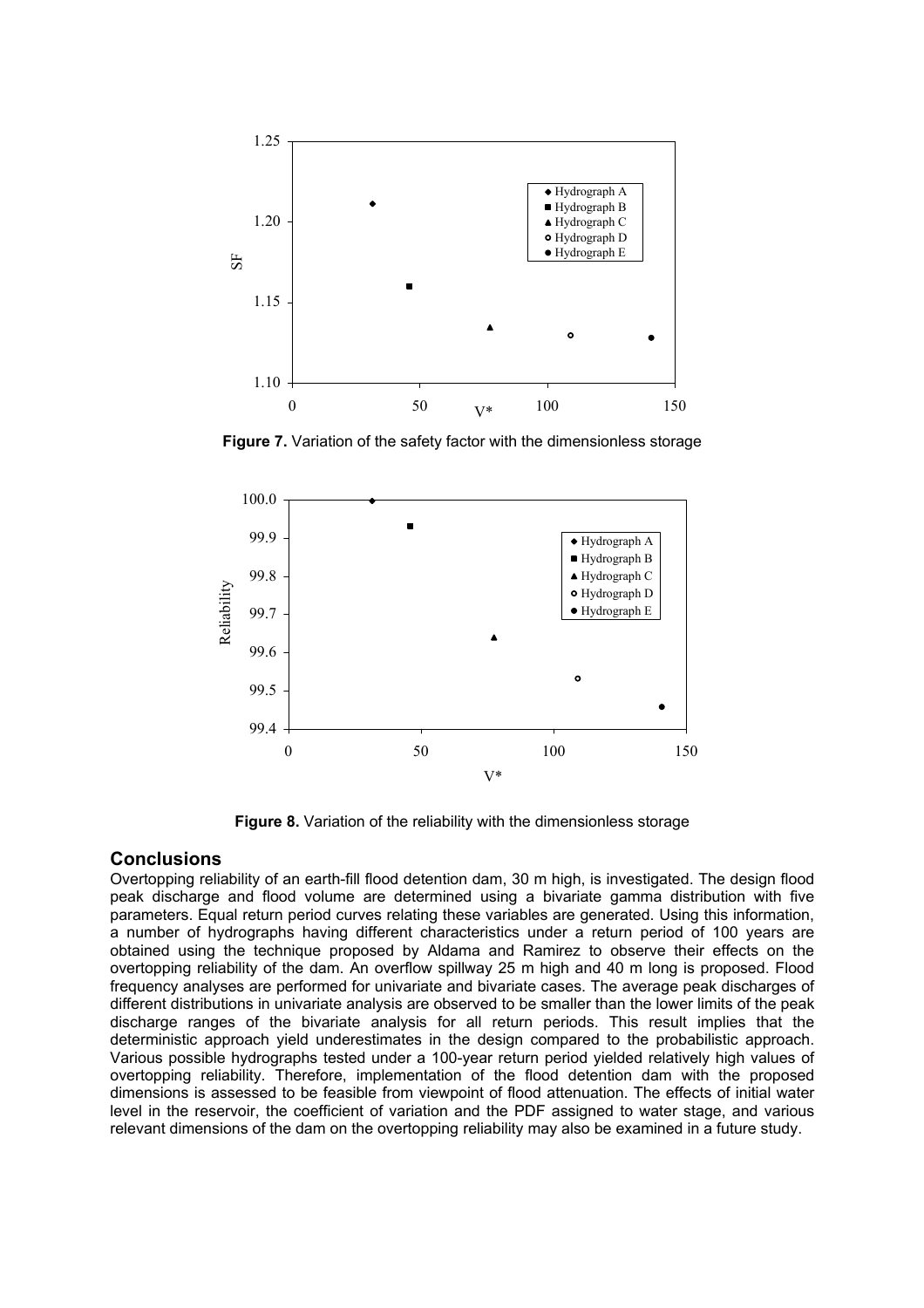**Figure 7.** Variation of the safety factor with the dimensionless storage

**Figure 8.** Variation of the reliability with the dimensionless storage

## Conclusions

Overtopping reliability of an earth-fill flood detention dam, 30 m high, is investigated. The design flood peak discharge and flood volume are determined using a bivariate gamma distribution with five parameters. Equal return period curves relating these variables are generated. Using this information, a number of hydrographs having different characteristics under a return period of 100 years are obtained using the technique proposed by Aldama and Ramirez to observe their effects on the overtopping reliability of the dam. An overflow spillway 25 m high and 40 m long is proposed. Flood frequency analyses are performed for univariate and bivariate cases. The average peak discharges of different distributions in univariate analysis are observed to be smaller than the lower limits of the peak discharge ranges of the bivariate analysis for all return periods. This result implies that the deterministic approach yield underestimates in the design compared to the probabilistic approach. Various possible hydrographs tested under a 100-year return period yielded relatively high values of overtopping reliability. Therefore, implementation of the flood detention dam with the proposed dimensions is assessed to be feasible from viewpoint of flood attenuation. The effects of initial water level in the reservoir, the coefficient of variation and the PDF assigned to water stage, and various relevant dimensions of the dam on the overtopping reliability may also be examined in a future study.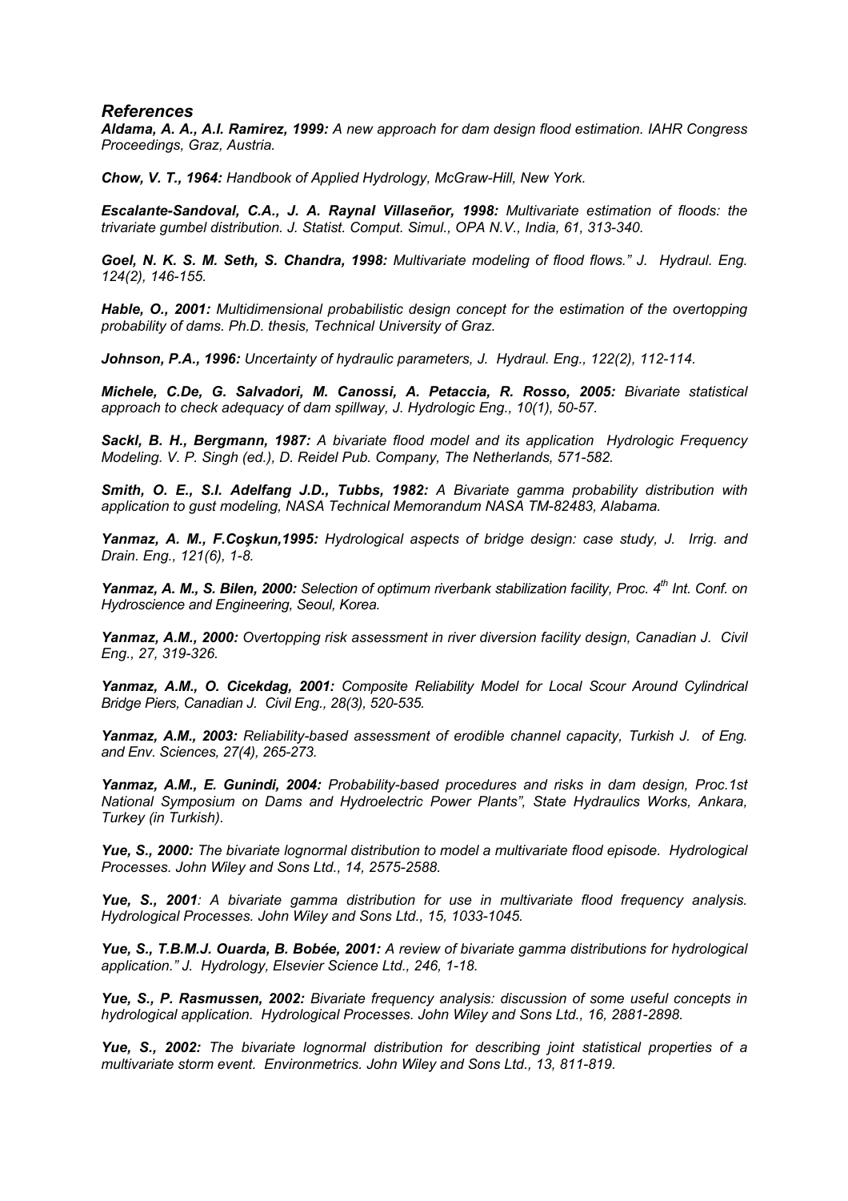## *References*

***Aldama, A. A., A.I. Ramirez, 1999:*** *A new approach for dam design flood estimation. IAHR Congress Proceedings, Graz, Austria.*

***Chow, V. T., 1964:*** *Handbook of Applied Hydrology, McGraw-Hill, New York.*

***Escalante-Sandoval, C.A., J. A. Raynal Villaseñor, 1998:*** *Multivariate estimation of floods: the trivariate gumbel distribution. J. Statist. Comput. Simul., OPA N.V., India, 61, 313-340.*

***Goel, N. K. S. M. Seth, S. Chandra, 1998:*** *Multivariate modeling of flood flows." J. Hydraul. Eng. 124(2), 146-155.*

***Hable, O., 2001:*** *Multidimensional probabilistic design concept for the estimation of the overtopping probability of dams. Ph.D. thesis, Technical University of Graz.*

***Johnson, P.A., 1996:*** *Uncertainty of hydraulic parameters, J. Hydraul. Eng., 122(2), 112-114.*

***Michele, C.De, G. Salvadori, M. Canossi, A. Petaccia, R. Rosso, 2005:*** *Bivariate statistical approach to check adequacy of dam spillway, J. Hydrologic Eng., 10(1), 50-57.*

***Sackl, B. H., Bergmann, 1987:*** *A bivariate flood model and its application Hydrologic Frequency Modeling. V. P. Singh (ed.), D. Reidel Pub. Company, The Netherlands, 571-582.*

***Smith, O. E., S.I. Adelfang J.D., Tubbs, 1982:*** *A Bivariate gamma probability distribution with application to gust modeling, NASA Technical Memorandum NASA TM-82483, Alabama.*

***Yanmaz, A. M., F.Coşkun,1995:*** *Hydrological aspects of bridge design: case study, J. Irrig. and Drain. Eng., 121(6), 1-8.*

***Yanmaz, A. M., S. Bilen, 2000:*** *Selection of optimum riverbank stabilization facility, Proc. 4th Int. Conf. on Hydroscience and Engineering, Seoul, Korea.*

***Yanmaz, A.M., 2000:*** *Overtopping risk assessment in river diversion facility design, Canadian J. Civil Eng., 27, 319-326.*

***Yanmaz, A.M., O. Cicekdag, 2001:*** *Composite Reliability Model for Local Scour Around Cylindrical Bridge Piers, Canadian J. Civil Eng., 28(3), 520-535.*

***Yanmaz, A.M., 2003:*** *Reliability-based assessment of erodible channel capacity, Turkish J. of Eng. and Env. Sciences, 27(4), 265-273.*

***Yanmaz, A.M., E. Gunindi, 2004:*** *Probability-based procedures and risks in dam design, Proc.1st National Symposium on Dams and Hydroelectric Power Plants", State Hydraulics Works, Ankara, Turkey (in Turkish).*

***Yue, S., 2000:*** *The bivariate lognormal distribution to model a multivariate flood episode. Hydrological Processes. John Wiley and Sons Ltd., 14, 2575-2588.*

***Yue, S., 2001****: A bivariate gamma distribution for use in multivariate flood frequency analysis. Hydrological Processes. John Wiley and Sons Ltd., 15, 1033-1045.*

***Yue, S., T.B.M.J. Ouarda, B. Bobée, 2001:*** *A review of bivariate gamma distributions for hydrological application." J. Hydrology, Elsevier Science Ltd., 246, 1-18.*

***Yue, S., P. Rasmussen, 2002:*** *Bivariate frequency analysis: discussion of some useful concepts in hydrological application. Hydrological Processes. John Wiley and Sons Ltd., 16, 2881-2898.*

***Yue, S., 2002:*** *The bivariate lognormal distribution for describing joint statistical properties of a multivariate storm event. Environmetrics. John Wiley and Sons Ltd., 13, 811-819.*